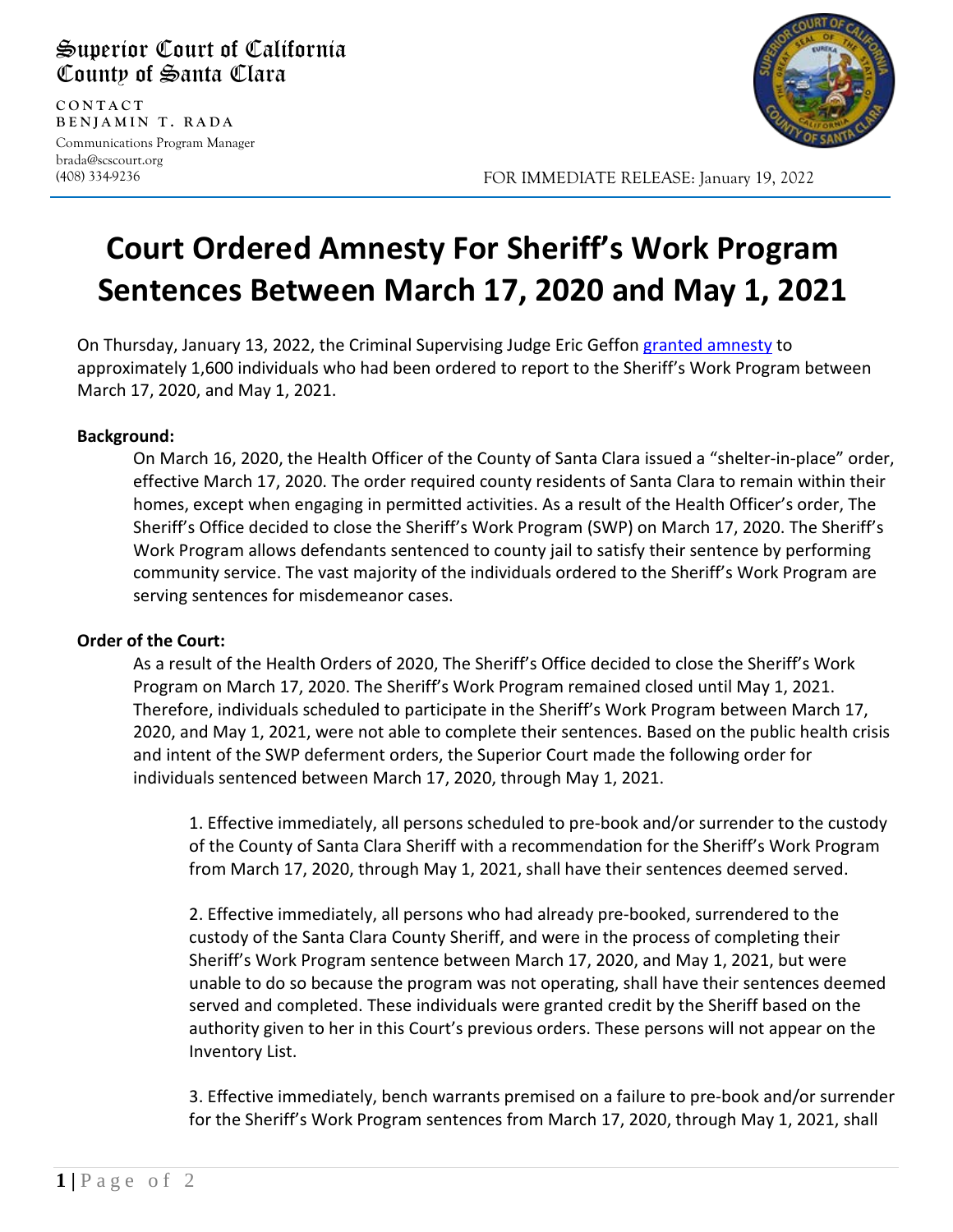Superior Court of California
County of Santa Clara

**CONTACT**
**BENJAMIN T. RADA**
Communications Program Manager
brada@scscourt.org
(408) 334-9236

FOR IMMEDIATE RELEASE: January 19, 2022

# Court Ordered Amnesty For Sheriff's Work Program Sentences Between March 17, 2020 and May 1, 2021

On Thursday, January 13, 2022, the Criminal Supervising Judge Eric Geffon granted amnesty to approximately 1,600 individuals who had been ordered to report to the Sheriff's Work Program between March 17, 2020, and May 1, 2021.

**Background:**

On March 16, 2020, the Health Officer of the County of Santa Clara issued a "shelter-in-place" order, effective March 17, 2020. The order required county residents of Santa Clara to remain within their homes, except when engaging in permitted activities. As a result of the Health Officer's order, The Sheriff's Office decided to close the Sheriff's Work Program (SWP) on March 17, 2020. The Sheriff's Work Program allows defendants sentenced to county jail to satisfy their sentence by performing community service. The vast majority of the individuals ordered to the Sheriff's Work Program are serving sentences for misdemeanor cases.

**Order of the Court:**

As a result of the Health Orders of 2020, The Sheriff's Office decided to close the Sheriff's Work Program on March 17, 2020. The Sheriff's Work Program remained closed until May 1, 2021. Therefore, individuals scheduled to participate in the Sheriff's Work Program between March 17, 2020, and May 1, 2021, were not able to complete their sentences. Based on the public health crisis and intent of the SWP deferment orders, the Superior Court made the following order for individuals sentenced between March 17, 2020, through May 1, 2021.

1. Effective immediately, all persons scheduled to pre-book and/or surrender to the custody of the County of Santa Clara Sheriff with a recommendation for the Sheriff's Work Program from March 17, 2020, through May 1, 2021, shall have their sentences deemed served.

2. Effective immediately, all persons who had already pre-booked, surrendered to the custody of the Santa Clara County Sheriff, and were in the process of completing their Sheriff's Work Program sentence between March 17, 2020, and May 1, 2021, but were unable to do so because the program was not operating, shall have their sentences deemed served and completed. These individuals were granted credit by the Sheriff based on the authority given to her in this Court's previous orders. These persons will not appear on the Inventory List.

3. Effective immediately, bench warrants premised on a failure to pre-book and/or surrender for the Sheriff's Work Program sentences from March 17, 2020, through May 1, 2021, shall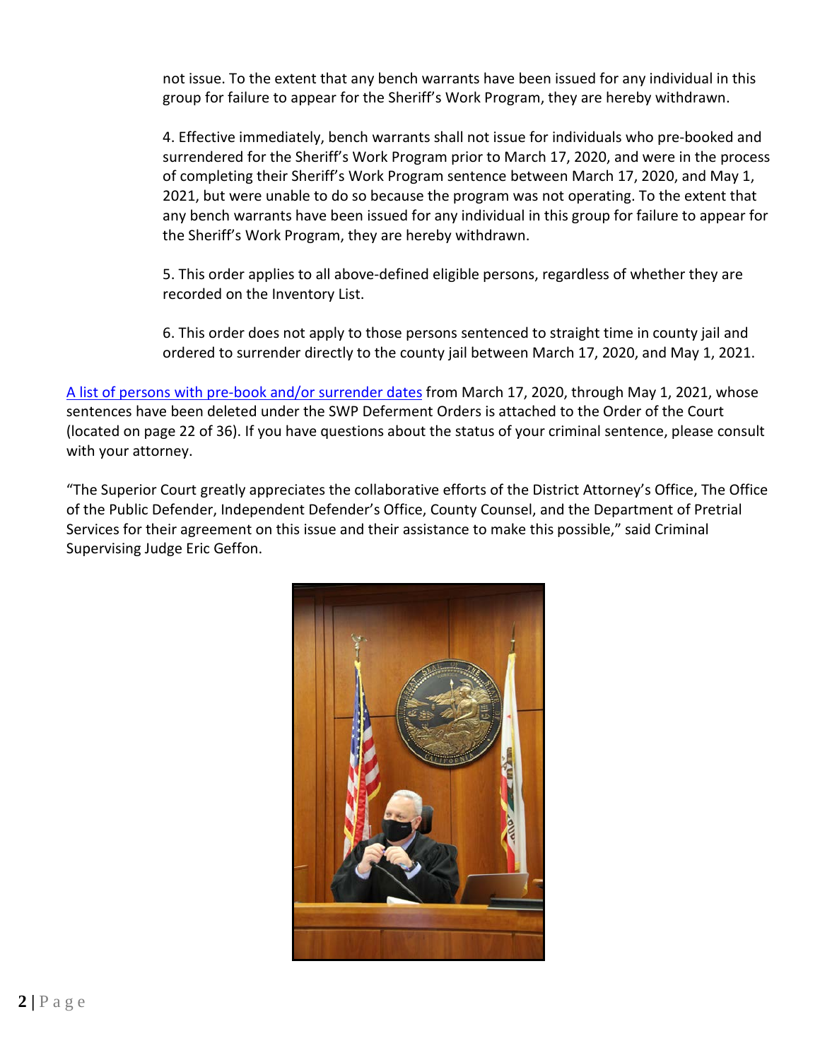not issue. To the extent that any bench warrants have been issued for any individual in this group for failure to appear for the Sheriff's Work Program, they are hereby withdrawn.

4. Effective immediately, bench warrants shall not issue for individuals who pre-booked and surrendered for the Sheriff's Work Program prior to March 17, 2020, and were in the process of completing their Sheriff's Work Program sentence between March 17, 2020, and May 1, 2021, but were unable to do so because the program was not operating. To the extent that any bench warrants have been issued for any individual in this group for failure to appear for the Sheriff's Work Program, they are hereby withdrawn.

5. This order applies to all above-defined eligible persons, regardless of whether they are recorded on the Inventory List.

6. This order does not apply to those persons sentenced to straight time in county jail and ordered to surrender directly to the county jail between March 17, 2020, and May 1, 2021.

A list of persons with pre-book and/or surrender dates from March 17, 2020, through May 1, 2021, whose sentences have been deleted under the SWP Deferment Orders is attached to the Order of the Court (located on page 22 of 36). If you have questions about the status of your criminal sentence, please consult with your attorney.

"The Superior Court greatly appreciates the collaborative efforts of the District Attorney's Office, The Office of the Public Defender, Independent Defender's Office, County Counsel, and the Department of Pretrial Services for their agreement on this issue and their assistance to make this possible," said Criminal Supervising Judge Eric Geffon.